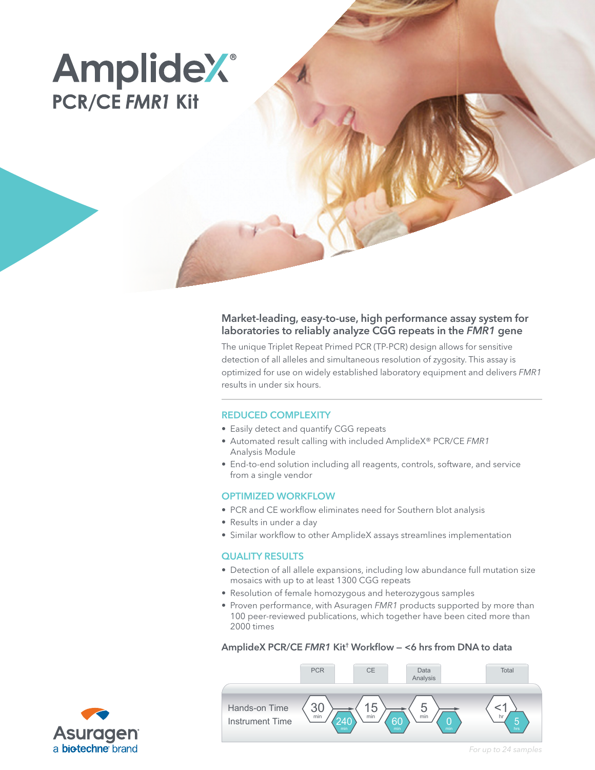# AmplideX®

## PCR/CE *FMR1* Kit

### Market-leading, easy-to-use, high performance assay system for laboratories to reliably analyze CGG repeats in the *FMR1* gene

The unique Triplet Repeat Primed PCR (TP-PCR) design allows for sensitive detection of all alleles and simultaneous resolution of zygosity. This assay is optimized for use on widely established laboratory equipment and delivers *FMR1* results in under six hours.

### REDUCED COMPLEXITY

- Easily detect and quantify CGG repeats
- Automated result calling with included AmplideX® PCR/CE *FMR1* Analysis Module
- End-to-end solution including all reagents, controls, software, and service from a single vendor

### OPTIMIZED WORKFLOW

- PCR and CE workflow eliminates need for Southern blot analysis
- Results in under a day
- Similar workflow to other AmplideX assays streamlines implementation

### QUALITY RESULTS

- Detection of all allele expansions, including low abundance full mutation size mosaics with up to at least 1300 CGG repeats
- Resolution of female homozygous and heterozygous samples
- Proven performance, with Asuragen *FMR1* products supported by more than 100 peer-reviewed publications, which together have been cited more than 2000 times

### AmplideX PCR/CE *FMR1* Kit† Workflow – <6 hrs from DNA to data

| | PCR | CE | Data Analysis | Total |
|---|---|---|---|---|
| Hands-on Time | 30 min | 15 min | 5 min | <1 hr |
| Instrument Time | 240 min | 60 min | 0 min | 5 hrs |

*For up to 24 samples*

Asuragen a bio-techne brand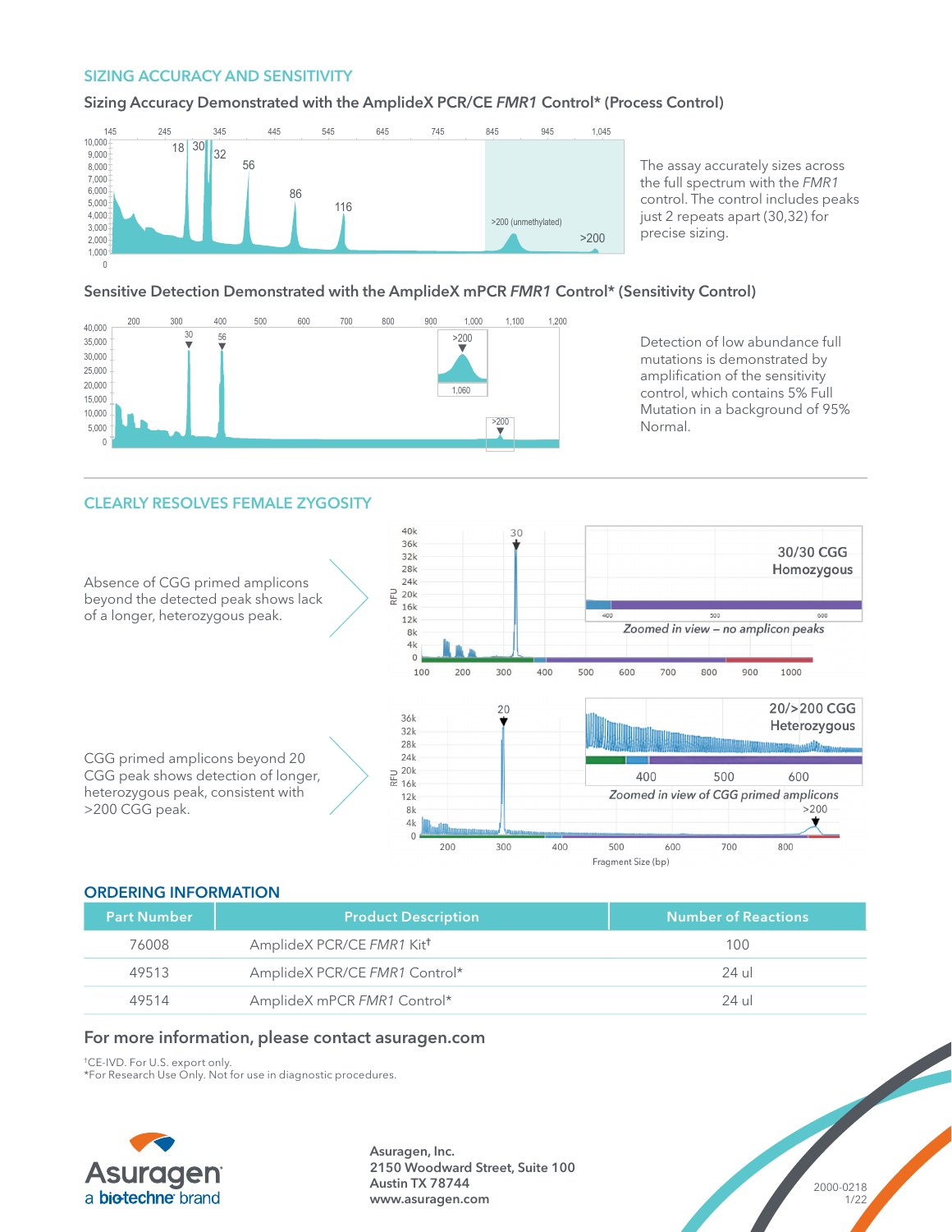## SIZING ACCURACY AND SENSITIVITY

### Sizing Accuracy Demonstrated with the AmplideX PCR/CE *FMR1* Control* (Process Control)

145 245 345 445 545 645 745 845 945 1,045

10,000 9,000 8,000 7,000 6,000 5,000 4,000 3,000 2,000 1,000 0

18 30 32 56 86 116 >200 (unmethylated) >200

The assay accurately sizes across the full spectrum with the *FMR1* control. The control includes peaks just 2 repeats apart (30,32) for precise sizing.

### Sensitive Detection Demonstrated with the AmplideX mPCR *FMR1* Control* (Sensitivity Control)

200 300 400 500 600 700 800 900 1,000 1,100 1,200

40,000 35,000 30,000 25,000 20,000 15,000 10,000 5,000 0

30 56 >200 1,060 >200

Detection of low abundance full mutations is demonstrated by amplification of the sensitivity control, which contains 5% Full Mutation in a background of 95% Normal.

## CLEARLY RESOLVES FEMALE ZYGOSITY

Absence of CGG primed amplicons beyond the detected peak shows lack of a longer, heterozygous peak.

RFU 40k 36k 32k 28k 24k 20k 16k 12k 8k 4k 0

30

30/30 CGG Homozygous

400 500 600

*Zoomed in view – no amplicon peaks*

100 200 300 400 500 600 700 800 900 1000

CGG primed amplicons beyond 20 CGG peak shows detection of longer, heterozygous peak, consistent with >200 CGG peak.

RFU 36k 32k 28k 24k 20k 16k 12k 8k 4k 0

20

20/>200 CGG Heterozygous

400 500 600

*Zoomed in view of CGG primed amplicons*

>200

200 300 400 500 600 700 800

Fragment Size (bp)

## ORDERING INFORMATION

| Part Number | Product Description | Number of Reactions |
|---|---|---|
| 76008 | AmplideX PCR/CE *FMR1* Kit† | 100 |
| 49513 | AmplideX PCR/CE *FMR1* Control* | 24 ul |
| 49514 | AmplideX mPCR *FMR1* Control* | 24 ul |

### For more information, please contact asuragen.com

†CE-IVD. For U.S. export only.
*For Research Use Only. Not for use in diagnostic procedures.

Asuragen
a bio-techne brand

**Asuragen, Inc.**
**2150 Woodward Street, Suite 100**
**Austin TX 78744**
**www.asuragen.com**

2000-0218
1/22